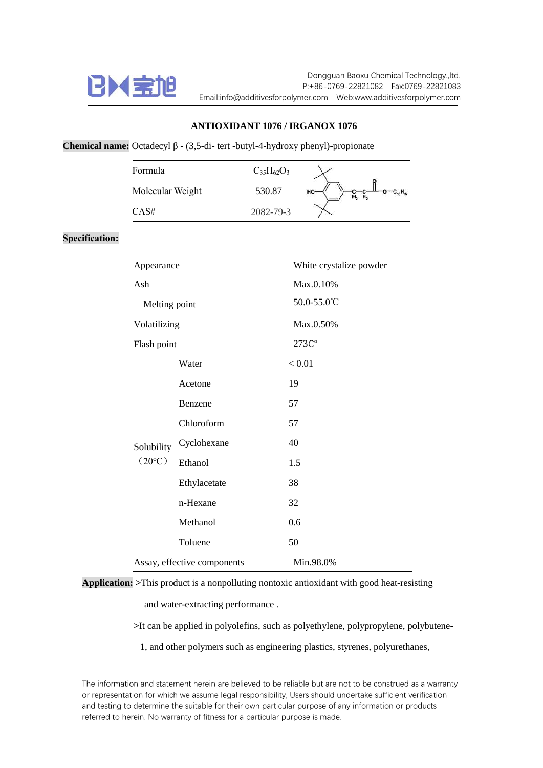Dongguan Baoxu Chemical Technology.,ltd.
P:+86-0769-22821082 Fax:0769-22821083
Email:info@additivesforpolymer.com Web:www.additivesforpolymer.com

# ANTIOXIDANT 1076 / IRGANOX 1076

**Chemical name:** Octadecyl β - (3,5-di- tert -butyl-4-hydroxy phenyl)-propionate

| | |
|---|---|
| Formula | $C_{35}H_{62}O_3$ |
| Molecular Weight | 530.87 |
| CAS# | 2082-79-3 |

**Specification:**

| | | |
|---|---|---|
| Appearance | | White crystalize powder |
| Ash | | Max.0.10% |
| Melting point | | 50.0-55.0℃ |
| Volatilizing | | Max.0.50% |
| Flash point | | 273C° |
| Solubility (20°C) | Water | < 0.01 |
| | Acetone | 19 |
| | Benzene | 57 |
| | Chloroform | 57 |
| | Cyclohexane | 40 |
| | Ethanol | 1.5 |
| | Ethylacetate | 38 |
| | n-Hexane | 32 |
| | Methanol | 0.6 |
| | Toluene | 50 |
| Assay, effective components | | Min.98.0% |

**Application:** >This product is a nonpolluting nontoxic antioxidant with good heat-resisting and water-extracting performance .

>It can be applied in polyolefins, such as polyethylene, polypropylene, polybutene-1, and other polymers such as engineering plastics, styrenes, polyurethanes,

The information and statement herein are believed to be reliable but are not to be construed as a warranty or representation for which we assume legal responsibility, Users should undertake sufficient verification and testing to determine the suitable for their own particular purpose of any information or products referred to herein. No warranty of fitness for a particular purpose is made.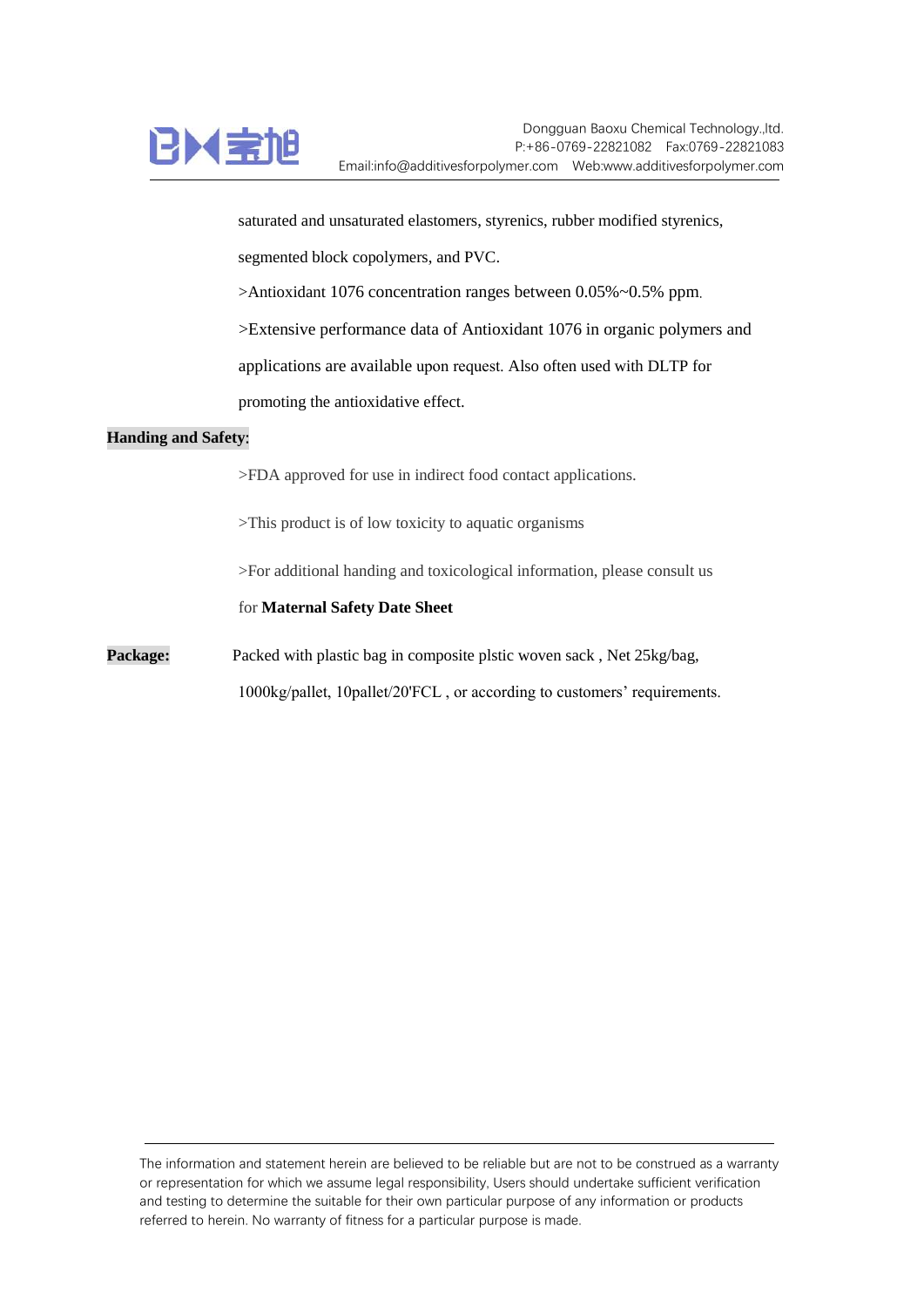saturated and unsaturated elastomers, styrenics, rubber modified styrenics, segmented block copolymers, and PVC.

>Antioxidant 1076 concentration ranges between 0.05%~0.5% ppm.

>Extensive performance data of Antioxidant 1076 in organic polymers and applications are available upon request. Also often used with DLTP for promoting the antioxidative effect.

**Handing and Safety:**

>FDA approved for use in indirect food contact applications.

>This product is of low toxicity to aquatic organisms

>For additional handing and toxicological information, please consult us for **Maternal Safety Date Sheet**

**Package:** Packed with plastic bag in composite plstic woven sack , Net 25kg/bag, 1000kg/pallet, 10pallet/20'FCL , or according to customers' requirements.

The information and statement herein are believed to be reliable but are not to be construed as a warranty or representation for which we assume legal responsibility, Users should undertake sufficient verification and testing to determine the suitable for their own particular purpose of any information or products referred to herein. No warranty of fitness for a particular purpose is made.